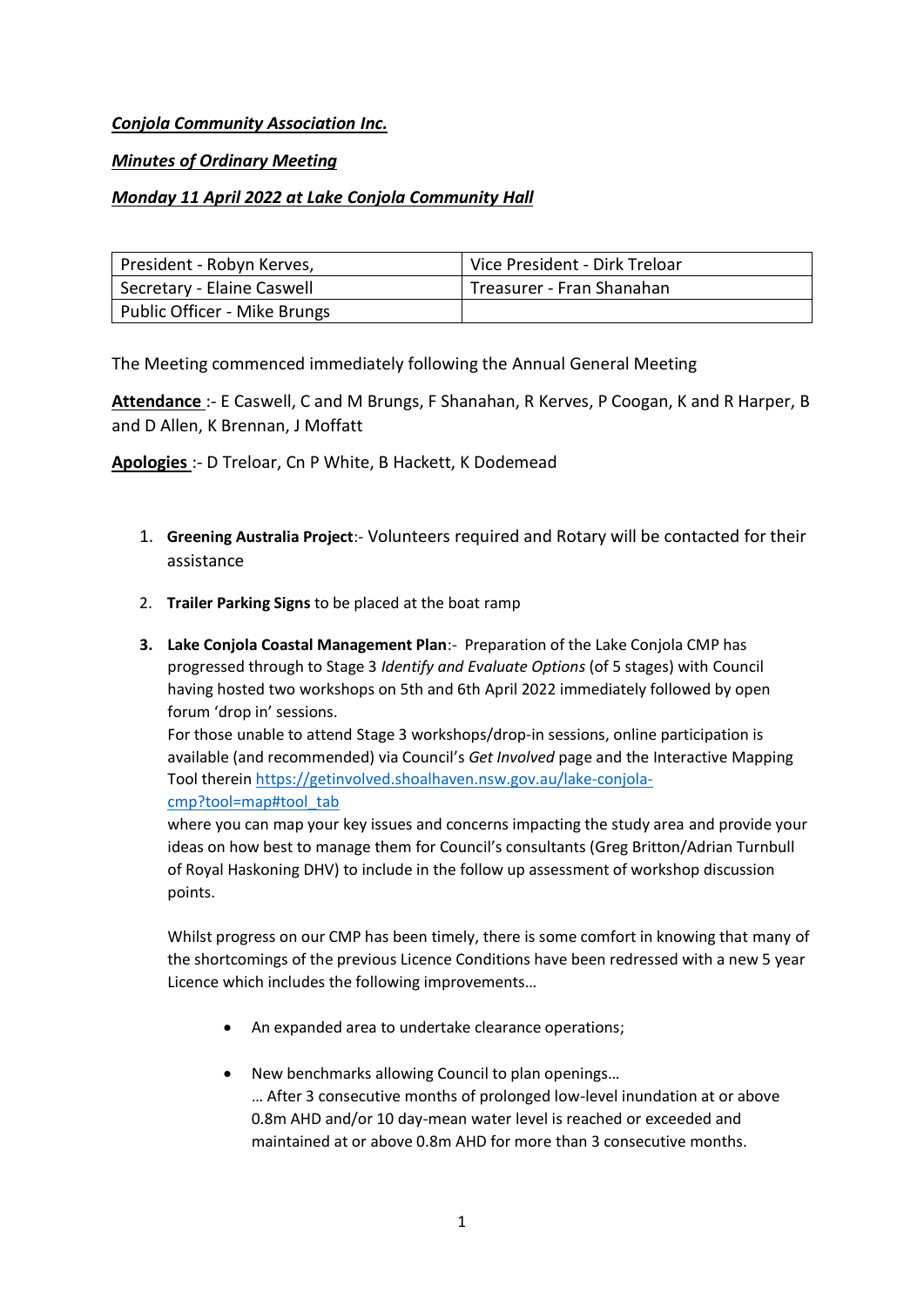***Conjola Community Association Inc.***

***Minutes of Ordinary Meeting***

***Monday 11 April 2022 at Lake Conjola Community Hall***

| President - Robyn Kerves, | Vice President - Dirk Treloar |
|---|---|
| Secretary - Elaine Caswell | Treasurer - Fran Shanahan |
| Public Officer - Mike Brungs | |

The Meeting commenced immediately following the Annual General Meeting

**Attendance** :- E Caswell, C and M Brungs, F Shanahan, R Kerves, P Coogan, K and R Harper, B and D Allen, K Brennan, J Moffatt

**Apologies** :- D Treloar, Cn P White, B Hackett, K Dodemead

1. **Greening Australia Project**:- Volunteers required and Rotary will be contacted for their assistance

2. **Trailer Parking Signs** to be placed at the boat ramp

3. **Lake Conjola Coastal Management Plan**:- Preparation of the Lake Conjola CMP has progressed through to Stage 3 *Identify and Evaluate Options* (of 5 stages) with Council having hosted two workshops on 5th and 6th April 2022 immediately followed by open forum 'drop in' sessions.
   For those unable to attend Stage 3 workshops/drop-in sessions, online participation is available (and recommended) via Council's *Get Involved* page and the Interactive Mapping Tool therein https://getinvolved.shoalhaven.nsw.gov.au/lake-conjola-cmp?tool=map#tool_tab
   where you can map your key issues and concerns impacting the study area and provide your ideas on how best to manage them for Council's consultants (Greg Britton/Adrian Turnbull of Royal Haskoning DHV) to include in the follow up assessment of workshop discussion points.

   Whilst progress on our CMP has been timely, there is some comfort in knowing that many of the shortcomings of the previous Licence Conditions have been redressed with a new 5 year Licence which includes the following improvements…

   - An expanded area to undertake clearance operations;

   - New benchmarks allowing Council to plan openings…
     … After 3 consecutive months of prolonged low-level inundation at or above 0.8m AHD and/or 10 day-mean water level is reached or exceeded and maintained at or above 0.8m AHD for more than 3 consecutive months.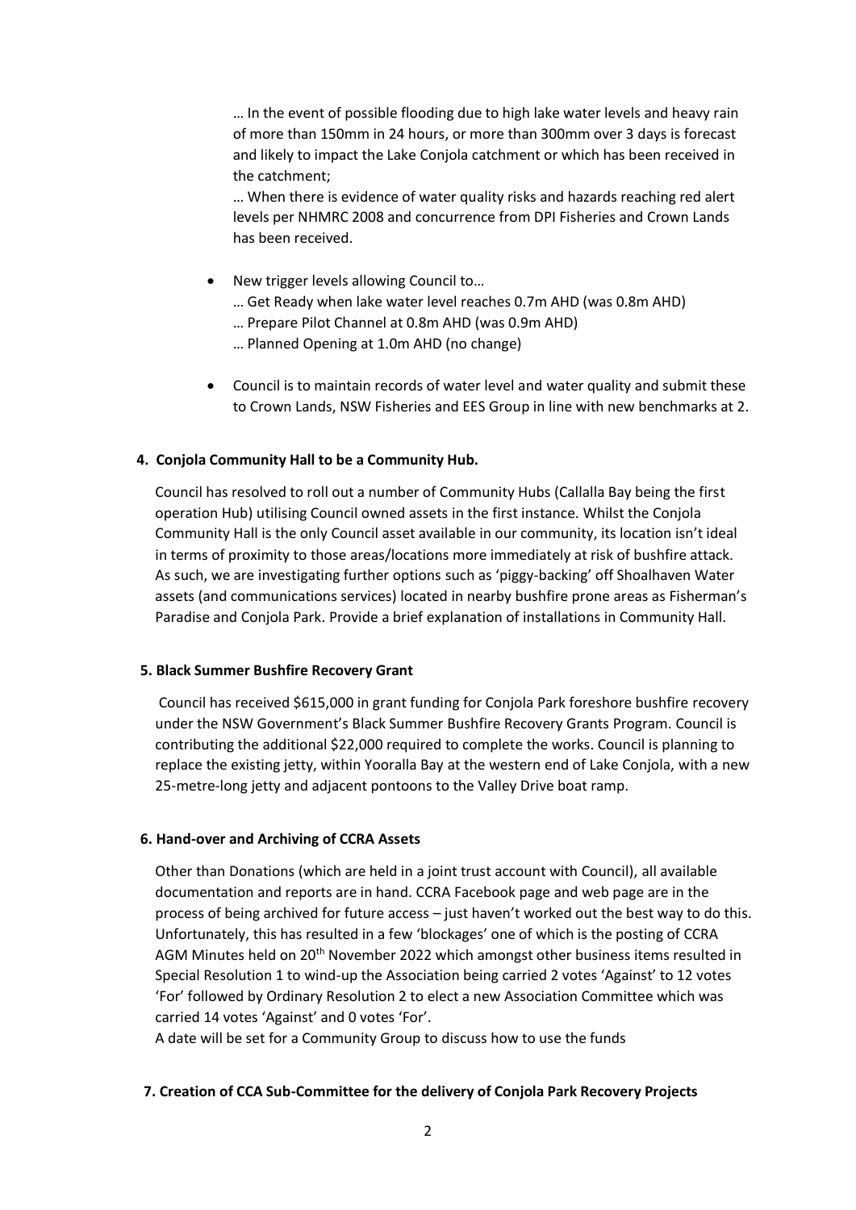… In the event of possible flooding due to high lake water levels and heavy rain of more than 150mm in 24 hours, or more than 300mm over 3 days is forecast and likely to impact the Lake Conjola catchment or which has been received in the catchment;

… When there is evidence of water quality risks and hazards reaching red alert levels per NHMRC 2008 and concurrence from DPI Fisheries and Crown Lands has been received.

- New trigger levels allowing Council to…
  … Get Ready when lake water level reaches 0.7m AHD (was 0.8m AHD)
  … Prepare Pilot Channel at 0.8m AHD (was 0.9m AHD)
  … Planned Opening at 1.0m AHD (no change)
- Council is to maintain records of water level and water quality and submit these to Crown Lands, NSW Fisheries and EES Group in line with new benchmarks at 2.

**4. Conjola Community Hall to be a Community Hub.**

Council has resolved to roll out a number of Community Hubs (Callalla Bay being the first operation Hub) utilising Council owned assets in the first instance. Whilst the Conjola Community Hall is the only Council asset available in our community, its location isn't ideal in terms of proximity to those areas/locations more immediately at risk of bushfire attack. As such, we are investigating further options such as 'piggy-backing' off Shoalhaven Water assets (and communications services) located in nearby bushfire prone areas as Fisherman's Paradise and Conjola Park. Provide a brief explanation of installations in Community Hall.

**5. Black Summer Bushfire Recovery Grant**

Council has received $615,000 in grant funding for Conjola Park foreshore bushfire recovery under the NSW Government's Black Summer Bushfire Recovery Grants Program. Council is contributing the additional $22,000 required to complete the works. Council is planning to replace the existing jetty, within Yooralla Bay at the western end of Lake Conjola, with a new 25-metre-long jetty and adjacent pontoons to the Valley Drive boat ramp.

**6. Hand-over and Archiving of CCRA Assets**

Other than Donations (which are held in a joint trust account with Council), all available documentation and reports are in hand. CCRA Facebook page and web page are in the process of being archived for future access – just haven't worked out the best way to do this. Unfortunately, this has resulted in a few 'blockages' one of which is the posting of CCRA AGM Minutes held on 20th November 2022 which amongst other business items resulted in Special Resolution 1 to wind-up the Association being carried 2 votes 'Against' to 12 votes 'For' followed by Ordinary Resolution 2 to elect a new Association Committee which was carried 14 votes 'Against' and 0 votes 'For'.

A date will be set for a Community Group to discuss how to use the funds

**7. Creation of CCA Sub-Committee for the delivery of Conjola Park Recovery Projects**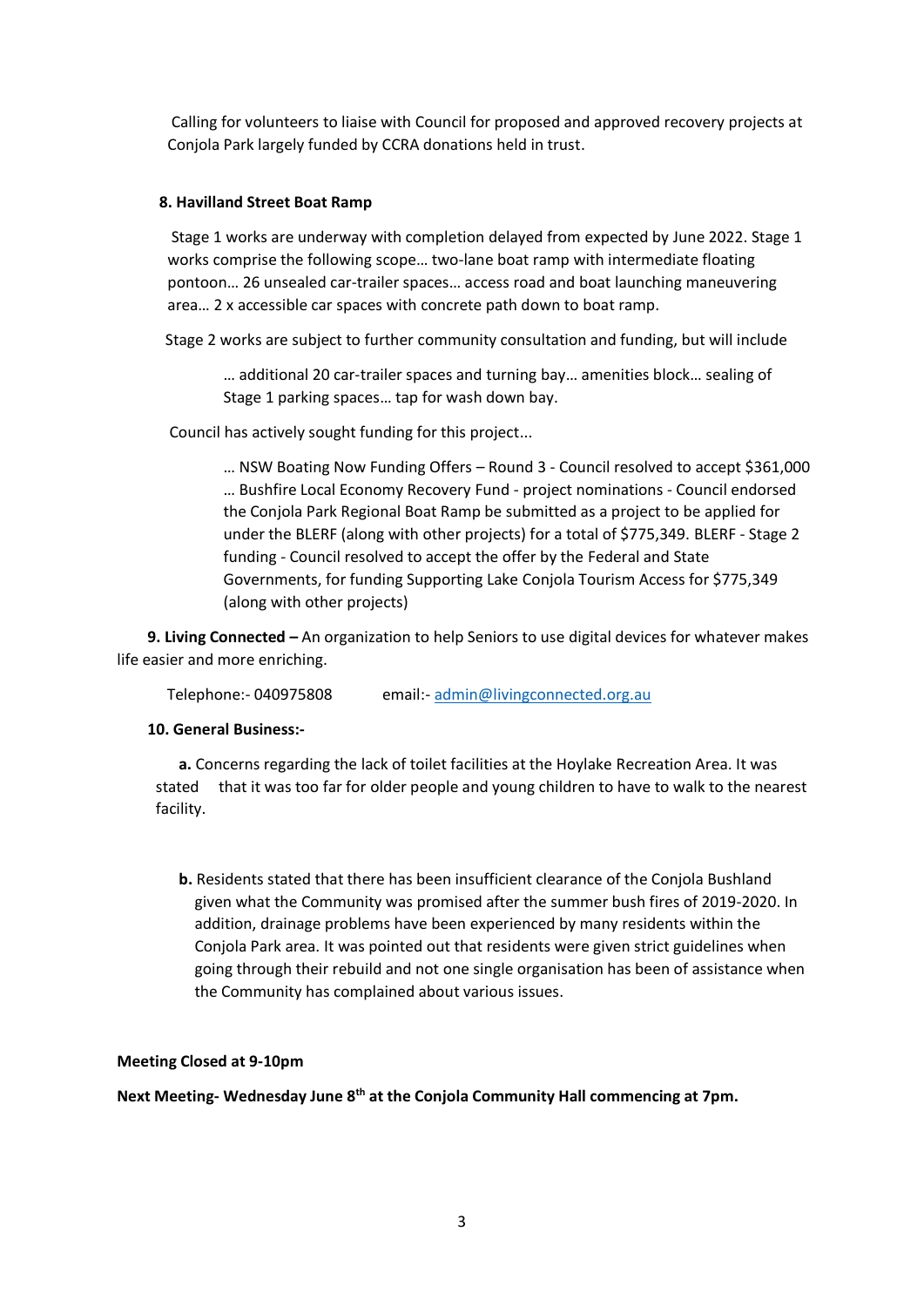Calling for volunteers to liaise with Council for proposed and approved recovery projects at Conjola Park largely funded by CCRA donations held in trust.

**8. Havilland Street Boat Ramp**

Stage 1 works are underway with completion delayed from expected by June 2022. Stage 1 works comprise the following scope… two-lane boat ramp with intermediate floating pontoon… 26 unsealed car-trailer spaces… access road and boat launching maneuvering area… 2 x accessible car spaces with concrete path down to boat ramp.

Stage 2 works are subject to further community consultation and funding, but will include

> … additional 20 car-trailer spaces and turning bay… amenities block… sealing of Stage 1 parking spaces… tap for wash down bay.

Council has actively sought funding for this project...

> … NSW Boating Now Funding Offers – Round 3 - Council resolved to accept $361,000 … Bushfire Local Economy Recovery Fund - project nominations - Council endorsed the Conjola Park Regional Boat Ramp be submitted as a project to be applied for under the BLERF (along with other projects) for a total of $775,349. BLERF - Stage 2 funding - Council resolved to accept the offer by the Federal and State Governments, for funding Supporting Lake Conjola Tourism Access for $775,349 (along with other projects)

**9. Living Connected –** An organization to help Seniors to use digital devices for whatever makes life easier and more enriching.

Telephone:- 040975808     email:- admin@livingconnected.org.au

**10. General Business:-**

**a.** Concerns regarding the lack of toilet facilities at the Hoylake Recreation Area. It was stated that it was too far for older people and young children to have to walk to the nearest facility.

**b.** Residents stated that there has been insufficient clearance of the Conjola Bushland given what the Community was promised after the summer bush fires of 2019-2020. In addition, drainage problems have been experienced by many residents within the Conjola Park area. It was pointed out that residents were given strict guidelines when going through their rebuild and not one single organisation has been of assistance when the Community has complained about various issues.

**Meeting Closed at 9-10pm**

**Next Meeting- Wednesday June 8th at the Conjola Community Hall commencing at 7pm.**